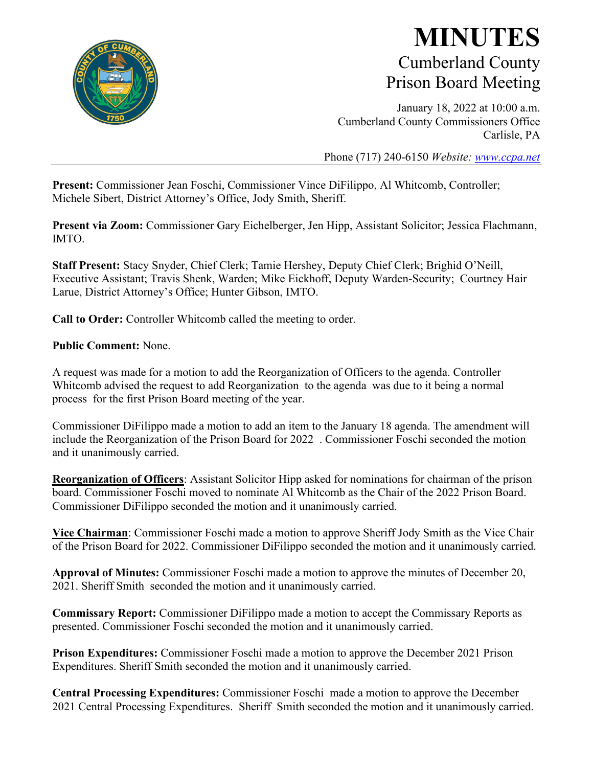# MINUTES

## Cumberland County
## Prison Board Meeting

January 18, 2022 at 10:00 a.m.
Cumberland County Commissioners Office
Carlisle, PA

Phone (717) 240-6150 *Website: www.ccpa.net*

---

**Present:** Commissioner Jean Foschi, Commissioner Vince DiFilippo, Al Whitcomb, Controller; Michele Sibert, District Attorney's Office, Jody Smith, Sheriff.

**Present via Zoom:** Commissioner Gary Eichelberger, Jen Hipp, Assistant Solicitor; Jessica Flachmann, IMTO.

**Staff Present:** Stacy Snyder, Chief Clerk; Tamie Hershey, Deputy Chief Clerk; Brighid O'Neill, Executive Assistant; Travis Shenk, Warden; Mike Eickhoff, Deputy Warden-Security; Courtney Hair Larue, District Attorney's Office; Hunter Gibson, IMTO.

**Call to Order:** Controller Whitcomb called the meeting to order.

**Public Comment:** None.

A request was made for a motion to add the Reorganization of Officers to the agenda. Controller Whitcomb advised the request to add Reorganization to the agenda was due to it being a normal process for the first Prison Board meeting of the year.

Commissioner DiFilippo made a motion to add an item to the January 18 agenda. The amendment will include the Reorganization of the Prison Board for 2022 . Commissioner Foschi seconded the motion and it unanimously carried.

**Reorganization of Officers**: Assistant Solicitor Hipp asked for nominations for chairman of the prison board. Commissioner Foschi moved to nominate Al Whitcomb as the Chair of the 2022 Prison Board. Commissioner DiFilippo seconded the motion and it unanimously carried.

**Vice Chairman**: Commissioner Foschi made a motion to approve Sheriff Jody Smith as the Vice Chair of the Prison Board for 2022. Commissioner DiFilippo seconded the motion and it unanimously carried.

**Approval of Minutes:** Commissioner Foschi made a motion to approve the minutes of December 20, 2021. Sheriff Smith seconded the motion and it unanimously carried.

**Commissary Report:** Commissioner DiFilippo made a motion to accept the Commissary Reports as presented. Commissioner Foschi seconded the motion and it unanimously carried.

**Prison Expenditures:** Commissioner Foschi made a motion to approve the December 2021 Prison Expenditures. Sheriff Smith seconded the motion and it unanimously carried.

**Central Processing Expenditures:** Commissioner Foschi made a motion to approve the December 2021 Central Processing Expenditures. Sheriff Smith seconded the motion and it unanimously carried.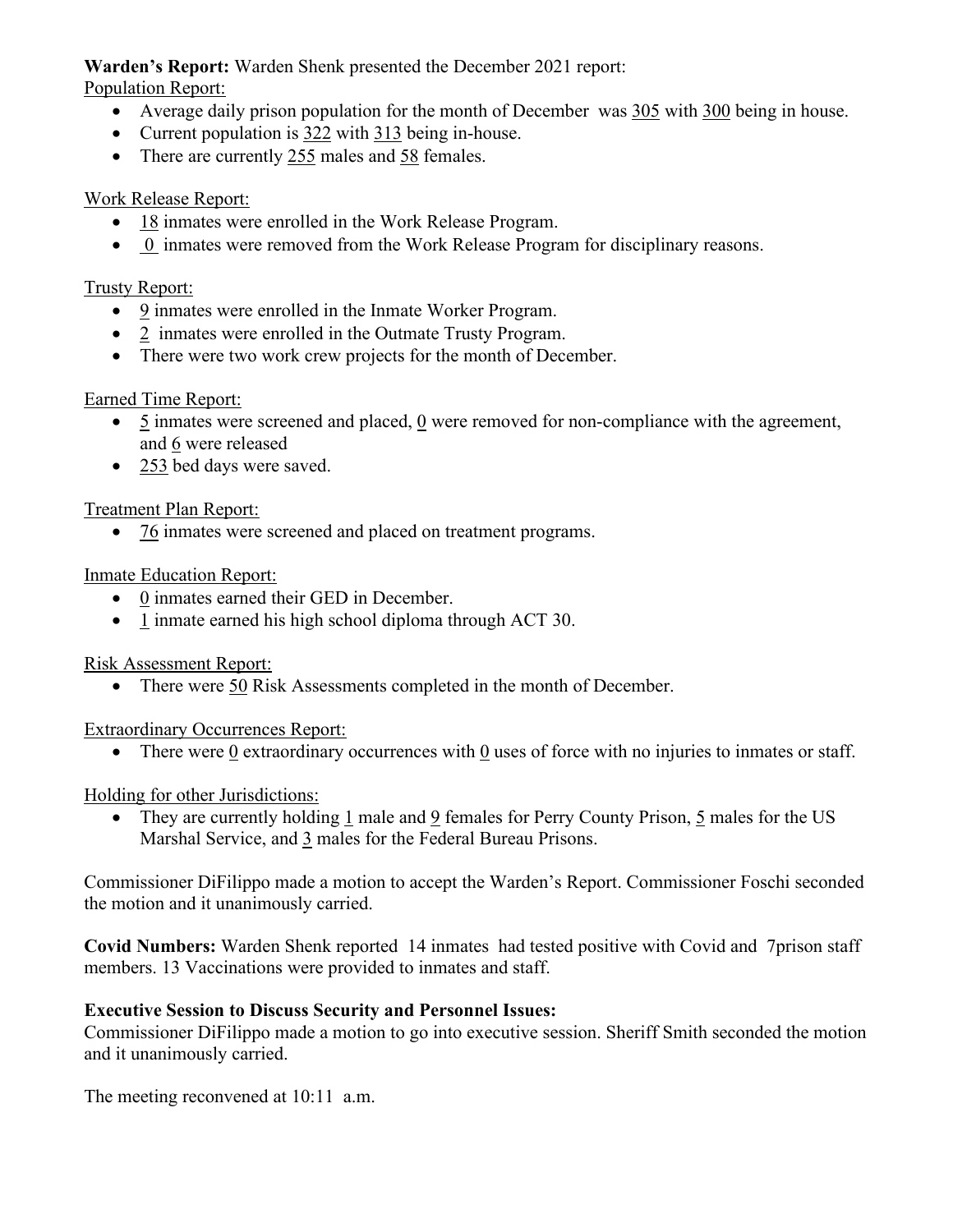**Warden's Report:** Warden Shenk presented the December 2021 report:

Population Report:

- Average daily prison population for the month of December was 305 with 300 being in house.
- Current population is 322 with 313 being in-house.
- There are currently 255 males and 58 females.

Work Release Report:

- 18 inmates were enrolled in the Work Release Program.
- 0 inmates were removed from the Work Release Program for disciplinary reasons.

Trusty Report:

- 9 inmates were enrolled in the Inmate Worker Program.
- 2 inmates were enrolled in the Outmate Trusty Program.
- There were two work crew projects for the month of December.

Earned Time Report:

- 5 inmates were screened and placed, 0 were removed for non-compliance with the agreement, and 6 were released
- 253 bed days were saved.

Treatment Plan Report:

- 76 inmates were screened and placed on treatment programs.

Inmate Education Report:

- 0 inmates earned their GED in December.
- 1 inmate earned his high school diploma through ACT 30.

Risk Assessment Report:

- There were 50 Risk Assessments completed in the month of December.

Extraordinary Occurrences Report:

- There were 0 extraordinary occurrences with 0 uses of force with no injuries to inmates or staff.

Holding for other Jurisdictions:

- They are currently holding 1 male and 9 females for Perry County Prison, 5 males for the US Marshal Service, and 3 males for the Federal Bureau Prisons.

Commissioner DiFilippo made a motion to accept the Warden's Report. Commissioner Foschi seconded the motion and it unanimously carried.

**Covid Numbers:** Warden Shenk reported 14 inmates had tested positive with Covid and 7prison staff members. 13 Vaccinations were provided to inmates and staff.

**Executive Session to Discuss Security and Personnel Issues:**

Commissioner DiFilippo made a motion to go into executive session. Sheriff Smith seconded the motion and it unanimously carried.

The meeting reconvened at 10:11 a.m.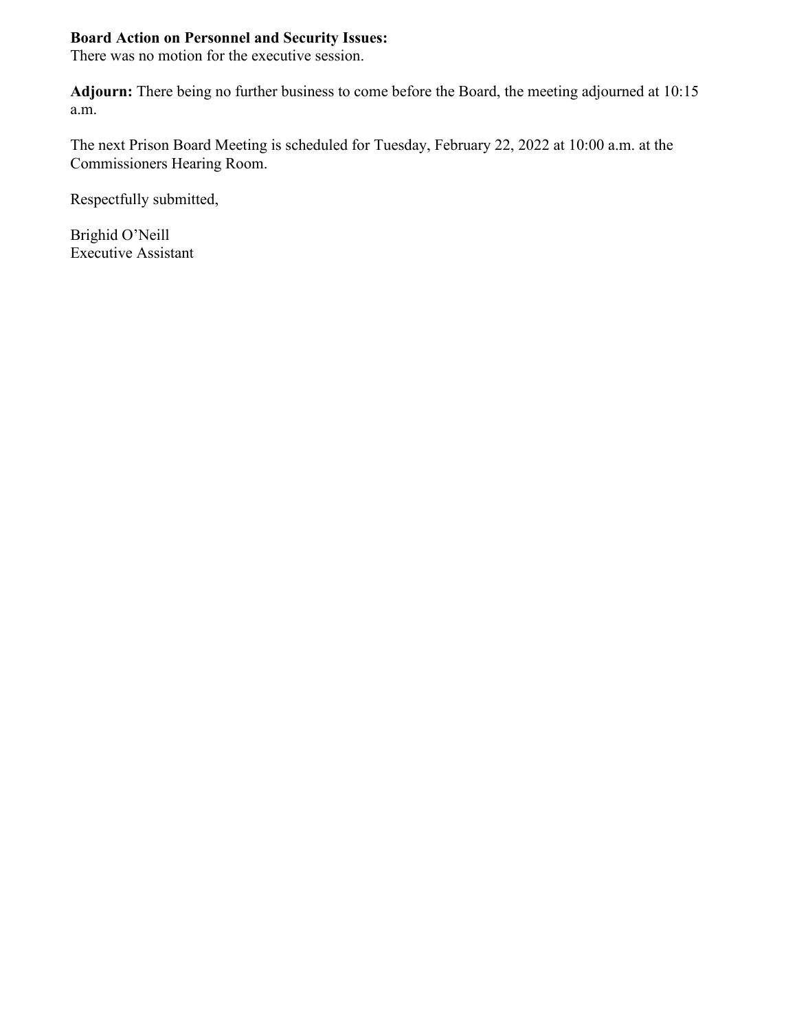**Board Action on Personnel and Security Issues:**
There was no motion for the executive session.

**Adjourn:** There being no further business to come before the Board, the meeting adjourned at 10:15 a.m.

The next Prison Board Meeting is scheduled for Tuesday, February 22, 2022 at 10:00 a.m. at the Commissioners Hearing Room.

Respectfully submitted,

Brighid O'Neill
Executive Assistant